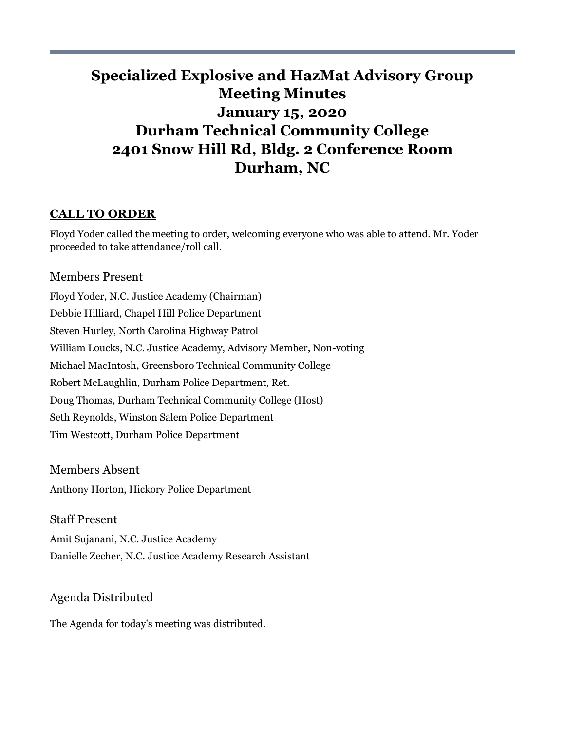# Specialized Explosive and HazMat Advisory Group Meeting Minutes
# January 15, 2020
# Durham Technical Community College
# 2401 Snow Hill Rd, Bldg. 2 Conference Room
# Durham, NC

---

## CALL TO ORDER

Floyd Yoder called the meeting to order, welcoming everyone who was able to attend. Mr. Yoder proceeded to take attendance/roll call.

### Members Present

Floyd Yoder, N.C. Justice Academy (Chairman)

Debbie Hilliard, Chapel Hill Police Department

Steven Hurley, North Carolina Highway Patrol

William Loucks, N.C. Justice Academy, Advisory Member, Non-voting

Michael MacIntosh, Greensboro Technical Community College

Robert McLaughlin, Durham Police Department, Ret.

Doug Thomas, Durham Technical Community College (Host)

Seth Reynolds, Winston Salem Police Department

Tim Westcott, Durham Police Department

### Members Absent

Anthony Horton, Hickory Police Department

### Staff Present

Amit Sujanani, N.C. Justice Academy

Danielle Zecher, N.C. Justice Academy Research Assistant

### Agenda Distributed

The Agenda for today's meeting was distributed.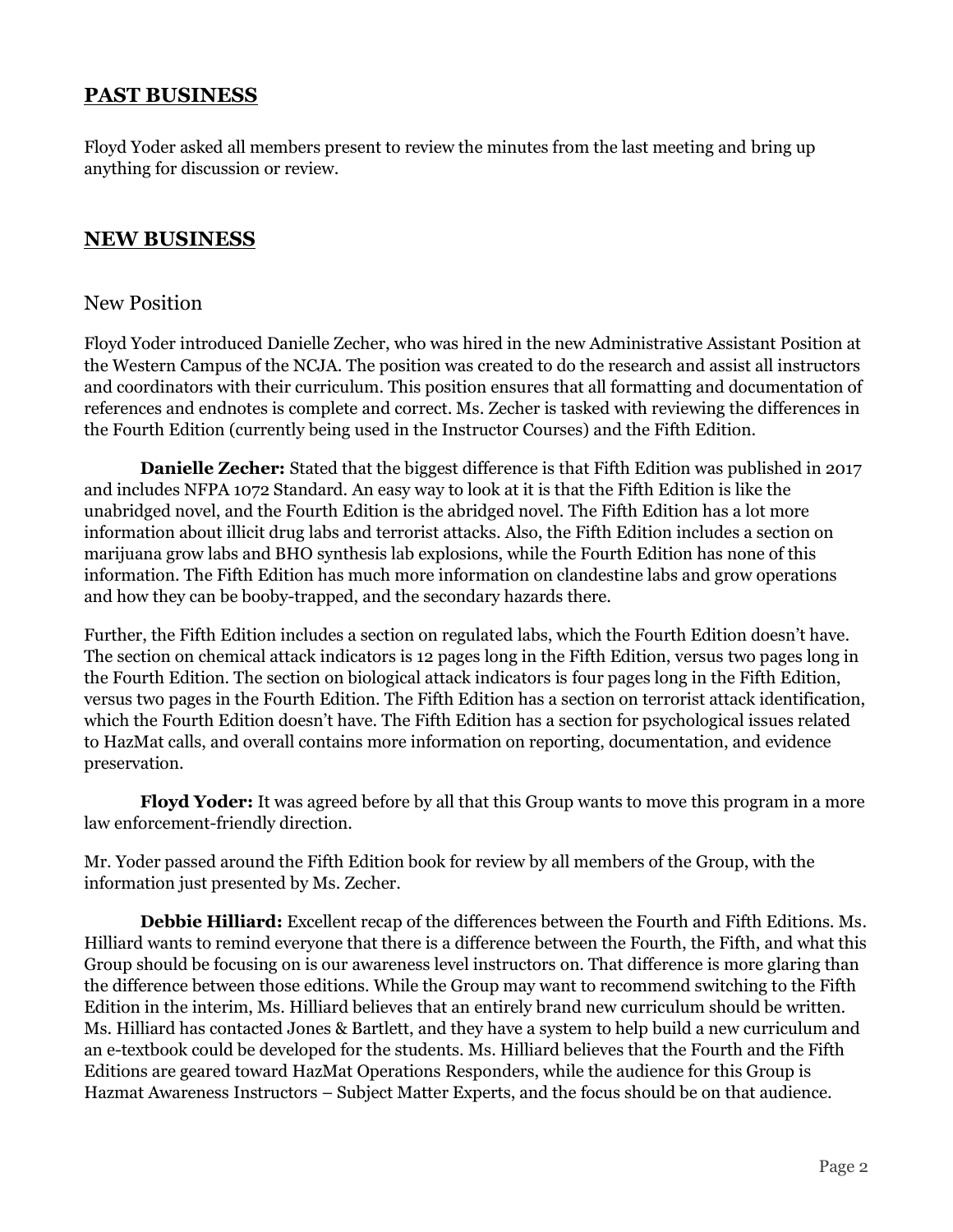## PAST BUSINESS

Floyd Yoder asked all members present to review the minutes from the last meeting and bring up anything for discussion or review.

## NEW BUSINESS

### New Position

Floyd Yoder introduced Danielle Zecher, who was hired in the new Administrative Assistant Position at the Western Campus of the NCJA. The position was created to do the research and assist all instructors and coordinators with their curriculum. This position ensures that all formatting and documentation of references and endnotes is complete and correct. Ms. Zecher is tasked with reviewing the differences in the Fourth Edition (currently being used in the Instructor Courses) and the Fifth Edition.

**Danielle Zecher:** Stated that the biggest difference is that Fifth Edition was published in 2017 and includes NFPA 1072 Standard. An easy way to look at it is that the Fifth Edition is like the unabridged novel, and the Fourth Edition is the abridged novel. The Fifth Edition has a lot more information about illicit drug labs and terrorist attacks. Also, the Fifth Edition includes a section on marijuana grow labs and BHO synthesis lab explosions, while the Fourth Edition has none of this information. The Fifth Edition has much more information on clandestine labs and grow operations and how they can be booby-trapped, and the secondary hazards there.

Further, the Fifth Edition includes a section on regulated labs, which the Fourth Edition doesn't have. The section on chemical attack indicators is 12 pages long in the Fifth Edition, versus two pages long in the Fourth Edition. The section on biological attack indicators is four pages long in the Fifth Edition, versus two pages in the Fourth Edition. The Fifth Edition has a section on terrorist attack identification, which the Fourth Edition doesn't have. The Fifth Edition has a section for psychological issues related to HazMat calls, and overall contains more information on reporting, documentation, and evidence preservation.

**Floyd Yoder:** It was agreed before by all that this Group wants to move this program in a more law enforcement-friendly direction.

Mr. Yoder passed around the Fifth Edition book for review by all members of the Group, with the information just presented by Ms. Zecher.

**Debbie Hilliard:** Excellent recap of the differences between the Fourth and Fifth Editions. Ms. Hilliard wants to remind everyone that there is a difference between the Fourth, the Fifth, and what this Group should be focusing on is our awareness level instructors on. That difference is more glaring than the difference between those editions. While the Group may want to recommend switching to the Fifth Edition in the interim, Ms. Hilliard believes that an entirely brand new curriculum should be written. Ms. Hilliard has contacted Jones & Bartlett, and they have a system to help build a new curriculum and an e-textbook could be developed for the students. Ms. Hilliard believes that the Fourth and the Fifth Editions are geared toward HazMat Operations Responders, while the audience for this Group is Hazmat Awareness Instructors – Subject Matter Experts, and the focus should be on that audience.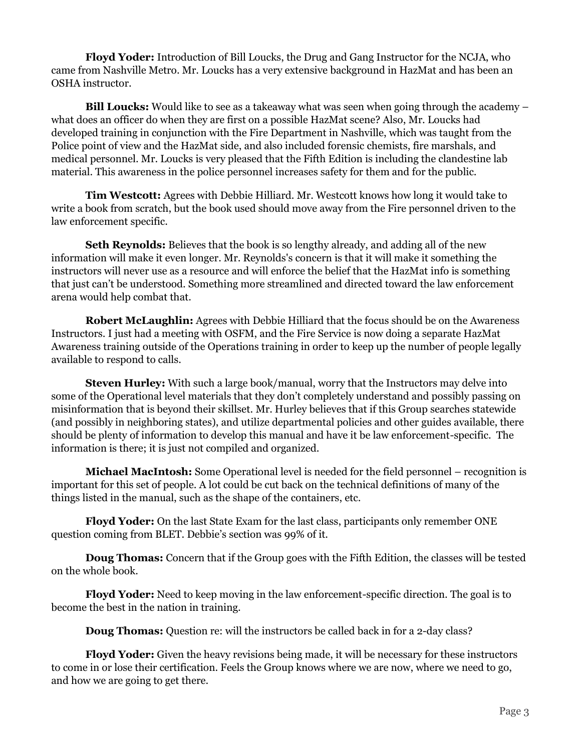**Floyd Yoder:** Introduction of Bill Loucks, the Drug and Gang Instructor for the NCJA, who came from Nashville Metro. Mr. Loucks has a very extensive background in HazMat and has been an OSHA instructor.

**Bill Loucks:** Would like to see as a takeaway what was seen when going through the academy – what does an officer do when they are first on a possible HazMat scene? Also, Mr. Loucks had developed training in conjunction with the Fire Department in Nashville, which was taught from the Police point of view and the HazMat side, and also included forensic chemists, fire marshals, and medical personnel. Mr. Loucks is very pleased that the Fifth Edition is including the clandestine lab material. This awareness in the police personnel increases safety for them and for the public.

**Tim Westcott:** Agrees with Debbie Hilliard. Mr. Westcott knows how long it would take to write a book from scratch, but the book used should move away from the Fire personnel driven to the law enforcement specific.

**Seth Reynolds:** Believes that the book is so lengthy already, and adding all of the new information will make it even longer. Mr. Reynolds's concern is that it will make it something the instructors will never use as a resource and will enforce the belief that the HazMat info is something that just can't be understood. Something more streamlined and directed toward the law enforcement arena would help combat that.

**Robert McLaughlin:** Agrees with Debbie Hilliard that the focus should be on the Awareness Instructors. I just had a meeting with OSFM, and the Fire Service is now doing a separate HazMat Awareness training outside of the Operations training in order to keep up the number of people legally available to respond to calls.

**Steven Hurley:** With such a large book/manual, worry that the Instructors may delve into some of the Operational level materials that they don't completely understand and possibly passing on misinformation that is beyond their skillset. Mr. Hurley believes that if this Group searches statewide (and possibly in neighboring states), and utilize departmental policies and other guides available, there should be plenty of information to develop this manual and have it be law enforcement-specific. The information is there; it is just not compiled and organized.

**Michael MacIntosh:** Some Operational level is needed for the field personnel – recognition is important for this set of people. A lot could be cut back on the technical definitions of many of the things listed in the manual, such as the shape of the containers, etc.

**Floyd Yoder:** On the last State Exam for the last class, participants only remember ONE question coming from BLET. Debbie's section was 99% of it.

**Doug Thomas:** Concern that if the Group goes with the Fifth Edition, the classes will be tested on the whole book.

**Floyd Yoder:** Need to keep moving in the law enforcement-specific direction. The goal is to become the best in the nation in training.

**Doug Thomas:** Question re: will the instructors be called back in for a 2-day class?

**Floyd Yoder:** Given the heavy revisions being made, it will be necessary for these instructors to come in or lose their certification. Feels the Group knows where we are now, where we need to go, and how we are going to get there.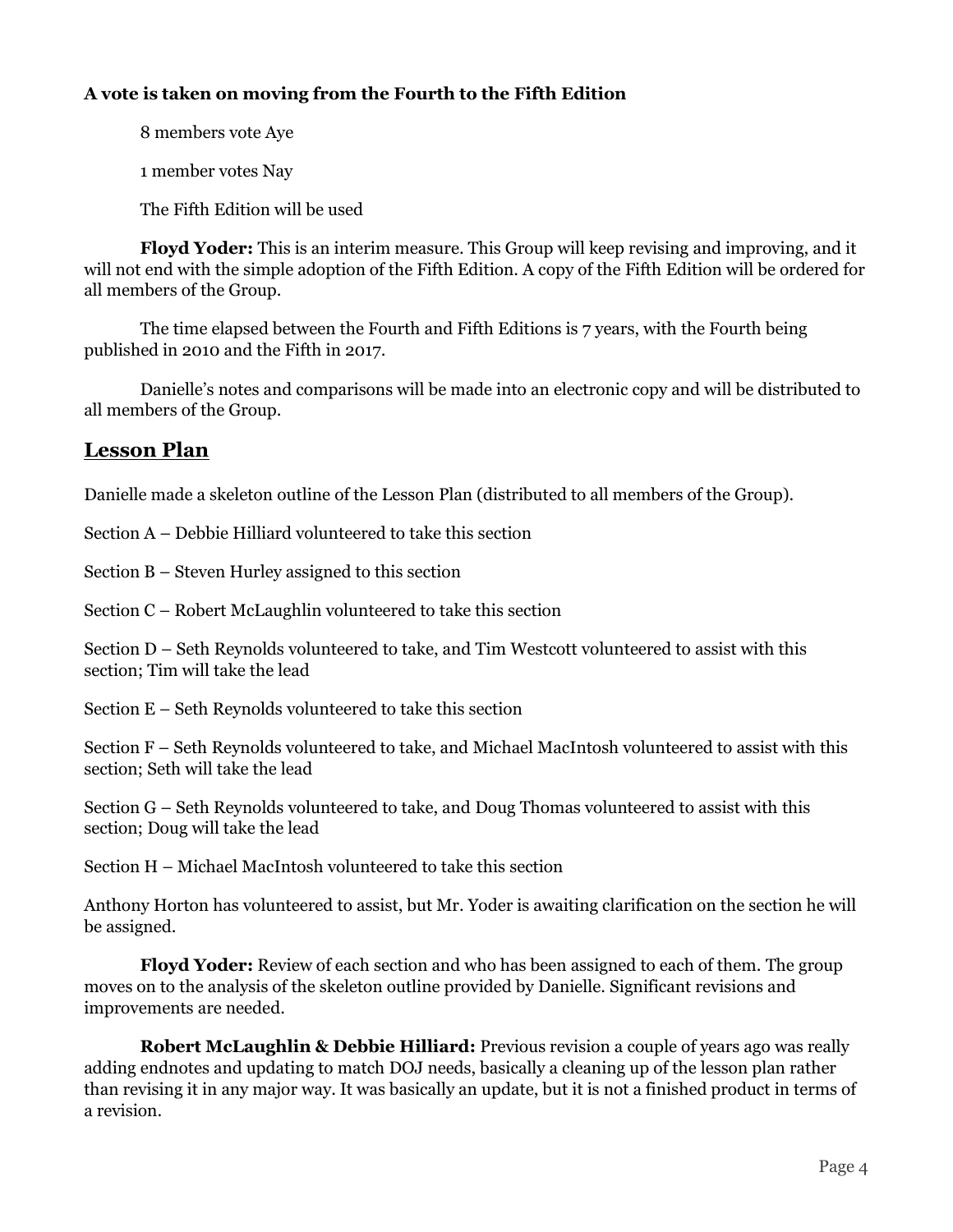**A vote is taken on moving from the Fourth to the Fifth Edition**

8 members vote Aye

1 member votes Nay

The Fifth Edition will be used

**Floyd Yoder:** This is an interim measure. This Group will keep revising and improving, and it will not end with the simple adoption of the Fifth Edition. A copy of the Fifth Edition will be ordered for all members of the Group.

The time elapsed between the Fourth and Fifth Editions is 7 years, with the Fourth being published in 2010 and the Fifth in 2017.

Danielle's notes and comparisons will be made into an electronic copy and will be distributed to all members of the Group.

## Lesson Plan

Danielle made a skeleton outline of the Lesson Plan (distributed to all members of the Group).

Section A – Debbie Hilliard volunteered to take this section

Section B – Steven Hurley assigned to this section

Section C – Robert McLaughlin volunteered to take this section

Section D – Seth Reynolds volunteered to take, and Tim Westcott volunteered to assist with this section; Tim will take the lead

Section E – Seth Reynolds volunteered to take this section

Section F – Seth Reynolds volunteered to take, and Michael MacIntosh volunteered to assist with this section; Seth will take the lead

Section G – Seth Reynolds volunteered to take, and Doug Thomas volunteered to assist with this section; Doug will take the lead

Section H – Michael MacIntosh volunteered to take this section

Anthony Horton has volunteered to assist, but Mr. Yoder is awaiting clarification on the section he will be assigned.

**Floyd Yoder:** Review of each section and who has been assigned to each of them. The group moves on to the analysis of the skeleton outline provided by Danielle. Significant revisions and improvements are needed.

**Robert McLaughlin & Debbie Hilliard:** Previous revision a couple of years ago was really adding endnotes and updating to match DOJ needs, basically a cleaning up of the lesson plan rather than revising it in any major way. It was basically an update, but it is not a finished product in terms of a revision.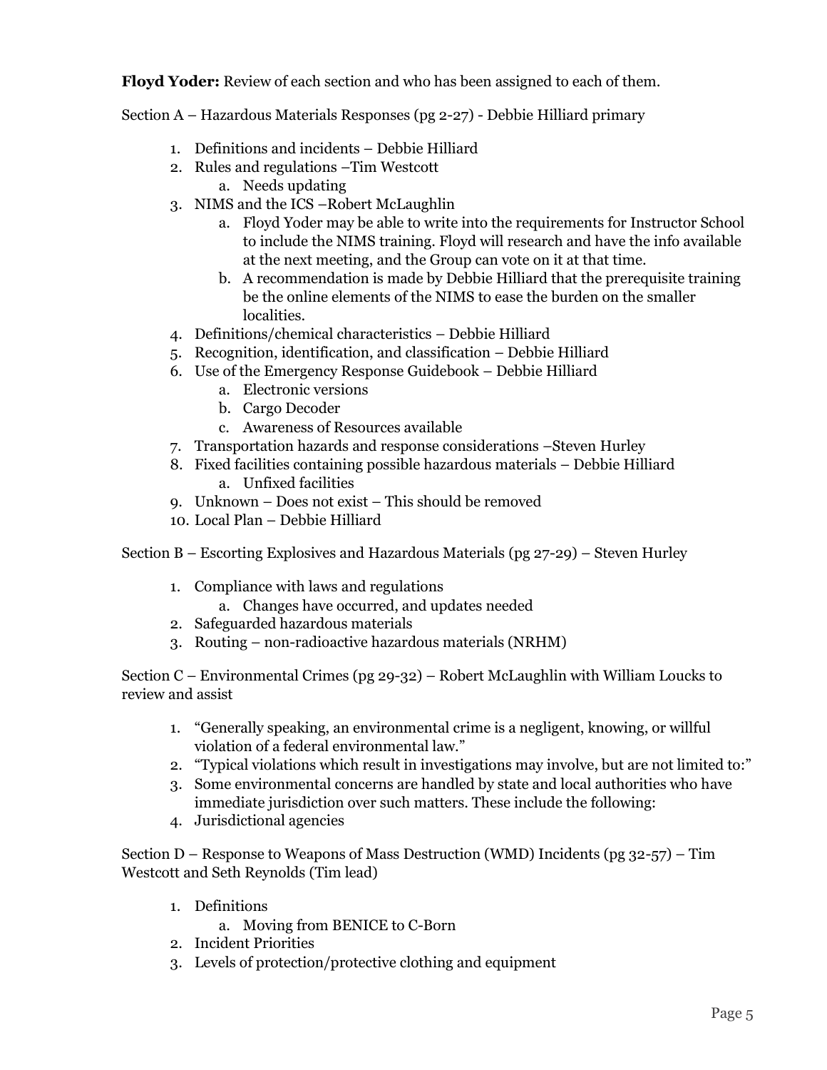**Floyd Yoder:** Review of each section and who has been assigned to each of them.

Section A – Hazardous Materials Responses (pg 2-27) - Debbie Hilliard primary

1. Definitions and incidents – Debbie Hilliard
2. Rules and regulations –Tim Westcott
    a. Needs updating
3. NIMS and the ICS –Robert McLaughlin
    a. Floyd Yoder may be able to write into the requirements for Instructor School to include the NIMS training. Floyd will research and have the info available at the next meeting, and the Group can vote on it at that time.
    b. A recommendation is made by Debbie Hilliard that the prerequisite training be the online elements of the NIMS to ease the burden on the smaller localities.
4. Definitions/chemical characteristics – Debbie Hilliard
5. Recognition, identification, and classification – Debbie Hilliard
6. Use of the Emergency Response Guidebook – Debbie Hilliard
    a. Electronic versions
    b. Cargo Decoder
    c. Awareness of Resources available
7. Transportation hazards and response considerations –Steven Hurley
8. Fixed facilities containing possible hazardous materials – Debbie Hilliard
    a. Unfixed facilities
9. Unknown – Does not exist – This should be removed
10. Local Plan – Debbie Hilliard

Section B – Escorting Explosives and Hazardous Materials (pg 27-29) – Steven Hurley

1. Compliance with laws and regulations
    a. Changes have occurred, and updates needed
2. Safeguarded hazardous materials
3. Routing – non-radioactive hazardous materials (NRHM)

Section C – Environmental Crimes (pg 29-32) – Robert McLaughlin with William Loucks to review and assist

1. "Generally speaking, an environmental crime is a negligent, knowing, or willful violation of a federal environmental law."
2. "Typical violations which result in investigations may involve, but are not limited to:"
3. Some environmental concerns are handled by state and local authorities who have immediate jurisdiction over such matters. These include the following:
4. Jurisdictional agencies

Section D – Response to Weapons of Mass Destruction (WMD) Incidents (pg 32-57) – Tim Westcott and Seth Reynolds (Tim lead)

1. Definitions
    a. Moving from BENICE to C-Born
2. Incident Priorities
3. Levels of protection/protective clothing and equipment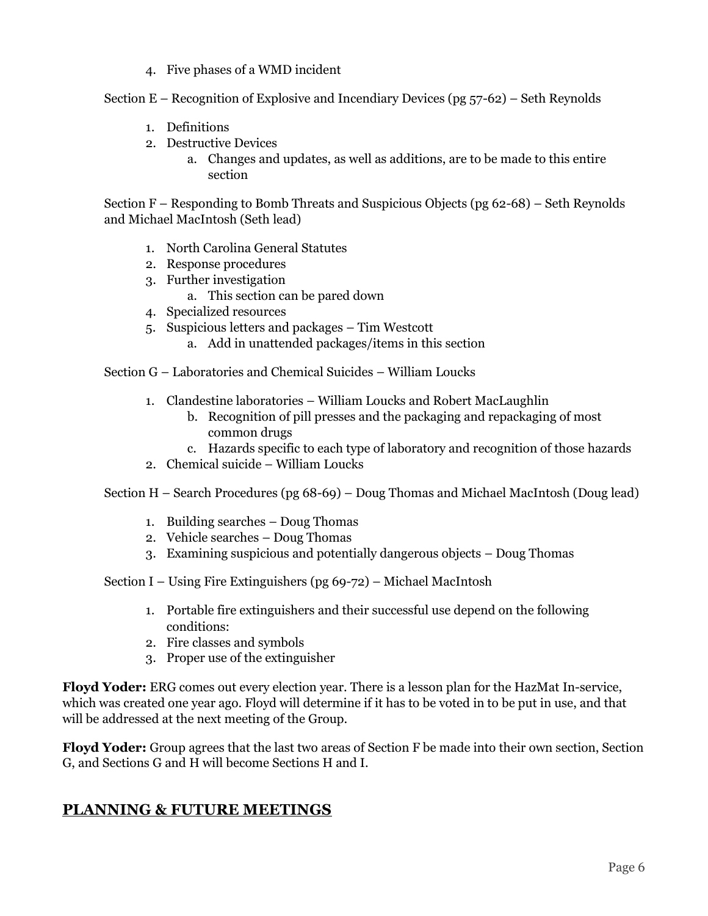4. Five phases of a WMD incident

Section E – Recognition of Explosive and Incendiary Devices (pg 57-62) – Seth Reynolds

1. Definitions
2. Destructive Devices
    a. Changes and updates, as well as additions, are to be made to this entire section

Section F – Responding to Bomb Threats and Suspicious Objects (pg 62-68) – Seth Reynolds and Michael MacIntosh (Seth lead)

1. North Carolina General Statutes
2. Response procedures
3. Further investigation
    a. This section can be pared down
4. Specialized resources
5. Suspicious letters and packages – Tim Westcott
    a. Add in unattended packages/items in this section

Section G – Laboratories and Chemical Suicides – William Loucks

1. Clandestine laboratories – William Loucks and Robert MacLaughlin
    b. Recognition of pill presses and the packaging and repackaging of most common drugs
    c. Hazards specific to each type of laboratory and recognition of those hazards
2. Chemical suicide – William Loucks

Section H – Search Procedures (pg 68-69) – Doug Thomas and Michael MacIntosh (Doug lead)

1. Building searches – Doug Thomas
2. Vehicle searches – Doug Thomas
3. Examining suspicious and potentially dangerous objects – Doug Thomas

Section I – Using Fire Extinguishers (pg 69-72) – Michael MacIntosh

1. Portable fire extinguishers and their successful use depend on the following conditions:
2. Fire classes and symbols
3. Proper use of the extinguisher

**Floyd Yoder:** ERG comes out every election year. There is a lesson plan for the HazMat In-service, which was created one year ago. Floyd will determine if it has to be voted in to be put in use, and that will be addressed at the next meeting of the Group.

**Floyd Yoder:** Group agrees that the last two areas of Section F be made into their own section, Section G, and Sections G and H will become Sections H and I.

## PLANNING & FUTURE MEETINGS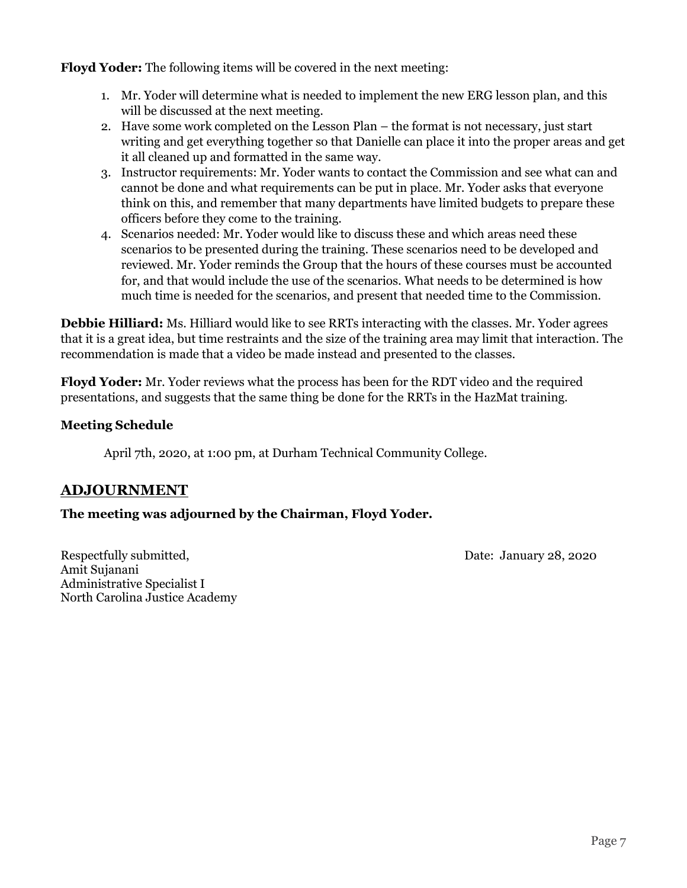**Floyd Yoder:** The following items will be covered in the next meeting:

1. Mr. Yoder will determine what is needed to implement the new ERG lesson plan, and this will be discussed at the next meeting.
2. Have some work completed on the Lesson Plan – the format is not necessary, just start writing and get everything together so that Danielle can place it into the proper areas and get it all cleaned up and formatted in the same way.
3. Instructor requirements: Mr. Yoder wants to contact the Commission and see what can and cannot be done and what requirements can be put in place. Mr. Yoder asks that everyone think on this, and remember that many departments have limited budgets to prepare these officers before they come to the training.
4. Scenarios needed: Mr. Yoder would like to discuss these and which areas need these scenarios to be presented during the training. These scenarios need to be developed and reviewed. Mr. Yoder reminds the Group that the hours of these courses must be accounted for, and that would include the use of the scenarios. What needs to be determined is how much time is needed for the scenarios, and present that needed time to the Commission.

**Debbie Hilliard:** Ms. Hilliard would like to see RRTs interacting with the classes. Mr. Yoder agrees that it is a great idea, but time restraints and the size of the training area may limit that interaction. The recommendation is made that a video be made instead and presented to the classes.

**Floyd Yoder:** Mr. Yoder reviews what the process has been for the RDT video and the required presentations, and suggests that the same thing be done for the RRTs in the HazMat training.

**Meeting Schedule**

April 7th, 2020, at 1:00 pm, at Durham Technical Community College.

## ADJOURNMENT

**The meeting was adjourned by the Chairman, Floyd Yoder.**

Respectfully submitted,
Amit Sujanani
Administrative Specialist I
North Carolina Justice Academy

Date: January 28, 2020